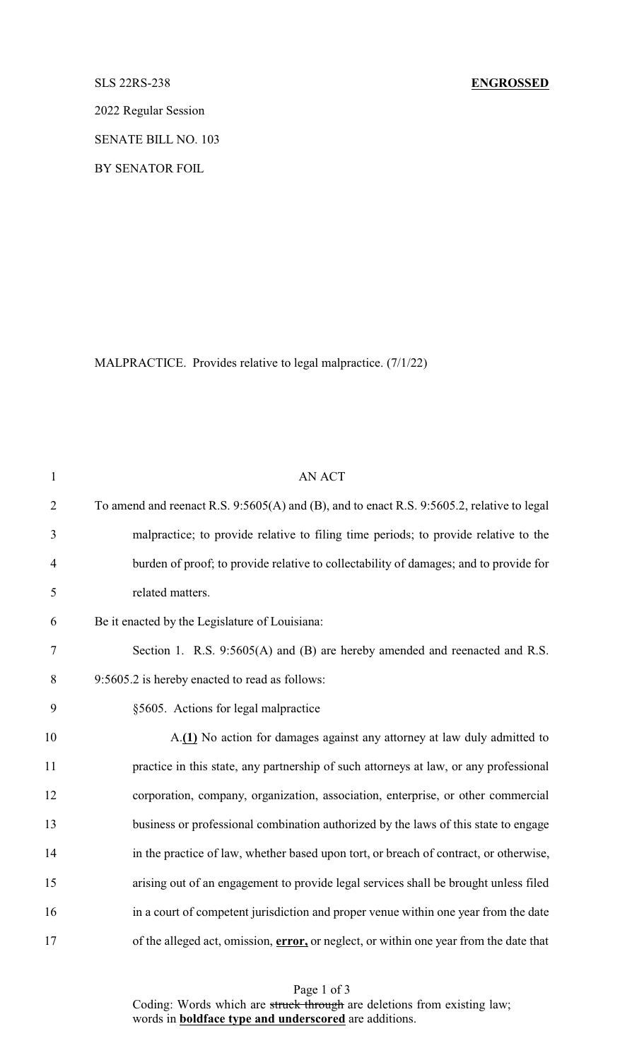SLS 22RS-238 **ENGROSSED**

2022 Regular Session

SENATE BILL NO. 103

BY SENATOR FOIL

MALPRACTICE. Provides relative to legal malpractice. (7/1/22)

AN ACT

To amend and reenact R.S. 9:5605(A) and (B), and to enact R.S. 9:5605.2, relative to legal malpractice; to provide relative to filing time periods; to provide relative to the burden of proof; to provide relative to collectability of damages; and to provide for related matters.

Be it enacted by the Legislature of Louisiana:

Section 1. R.S. 9:5605(A) and (B) are hereby amended and reenacted and R.S. 9:5605.2 is hereby enacted to read as follows:

§5605. Actions for legal malpractice

A.**(1)** No action for damages against any attorney at law duly admitted to practice in this state, any partnership of such attorneys at law, or any professional corporation, company, organization, association, enterprise, or other commercial business or professional combination authorized by the laws of this state to engage in the practice of law, whether based upon tort, or breach of contract, or otherwise, arising out of an engagement to provide legal services shall be brought unless filed in a court of competent jurisdiction and proper venue within one year from the date of the alleged act, omission, **error,** or neglect, or within one year from the date that

Coding: Words which are ~~struck through~~ are deletions from existing law; words in **boldface type and underscored** are additions.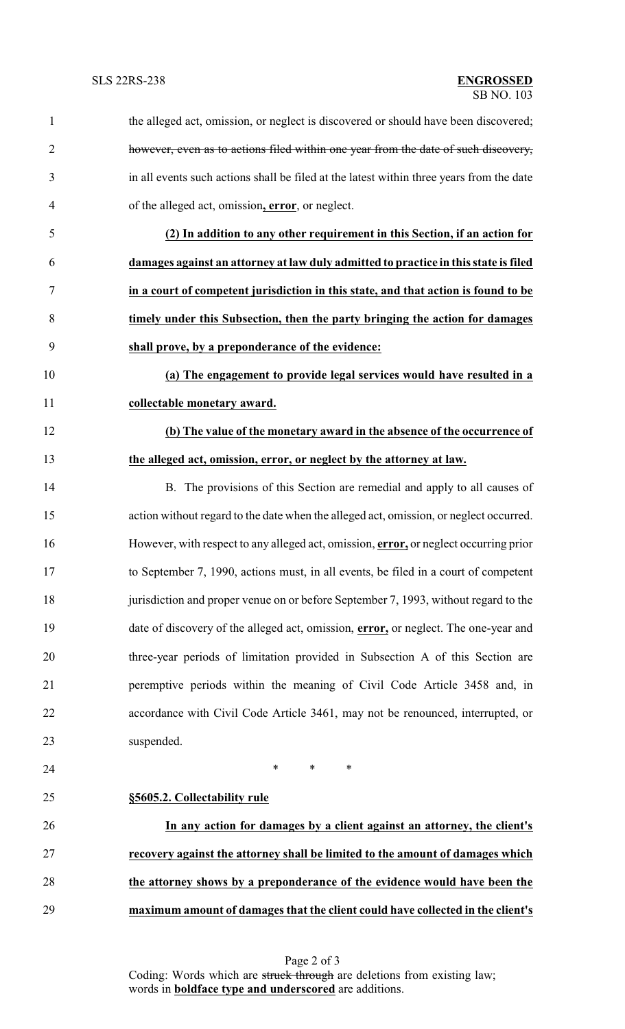the alleged act, omission, or neglect is discovered or should have been discovered; ~~however, even as to actions filed within one year from the date of such discovery,~~ in all events such actions shall be filed at the latest within three years from the date of the alleged act, omission**, error**, or neglect.

**(2) In addition to any other requirement in this Section, if an action for damages against an attorney at law duly admitted to practice in this state is filed in a court of competent jurisdiction in this state, and that action is found to be timely under this Subsection, then the party bringing the action for damages shall prove, by a preponderance of the evidence:**

**(a) The engagement to provide legal services would have resulted in a collectable monetary award.**

**(b) The value of the monetary award in the absence of the occurrence of the alleged act, omission, error, or neglect by the attorney at law.**

B. The provisions of this Section are remedial and apply to all causes of action without regard to the date when the alleged act, omission, or neglect occurred. However, with respect to any alleged act, omission, **error,** or neglect occurring prior to September 7, 1990, actions must, in all events, be filed in a court of competent jurisdiction and proper venue on or before September 7, 1993, without regard to the date of discovery of the alleged act, omission, **error,** or neglect. The one-year and three-year periods of limitation provided in Subsection A of this Section are peremptive periods within the meaning of Civil Code Article 3458 and, in accordance with Civil Code Article 3461, may not be renounced, interrupted, or suspended.

\* \* \*

**§5605.2. Collectability rule**

**In any action for damages by a client against an attorney, the client's recovery against the attorney shall be limited to the amount of damages which the attorney shows by a preponderance of the evidence would have been the maximum amount of damages that the client could have collected in the client's**

Coding: Words which are ~~struck through~~ are deletions from existing law; words in **boldface type and underscored** are additions.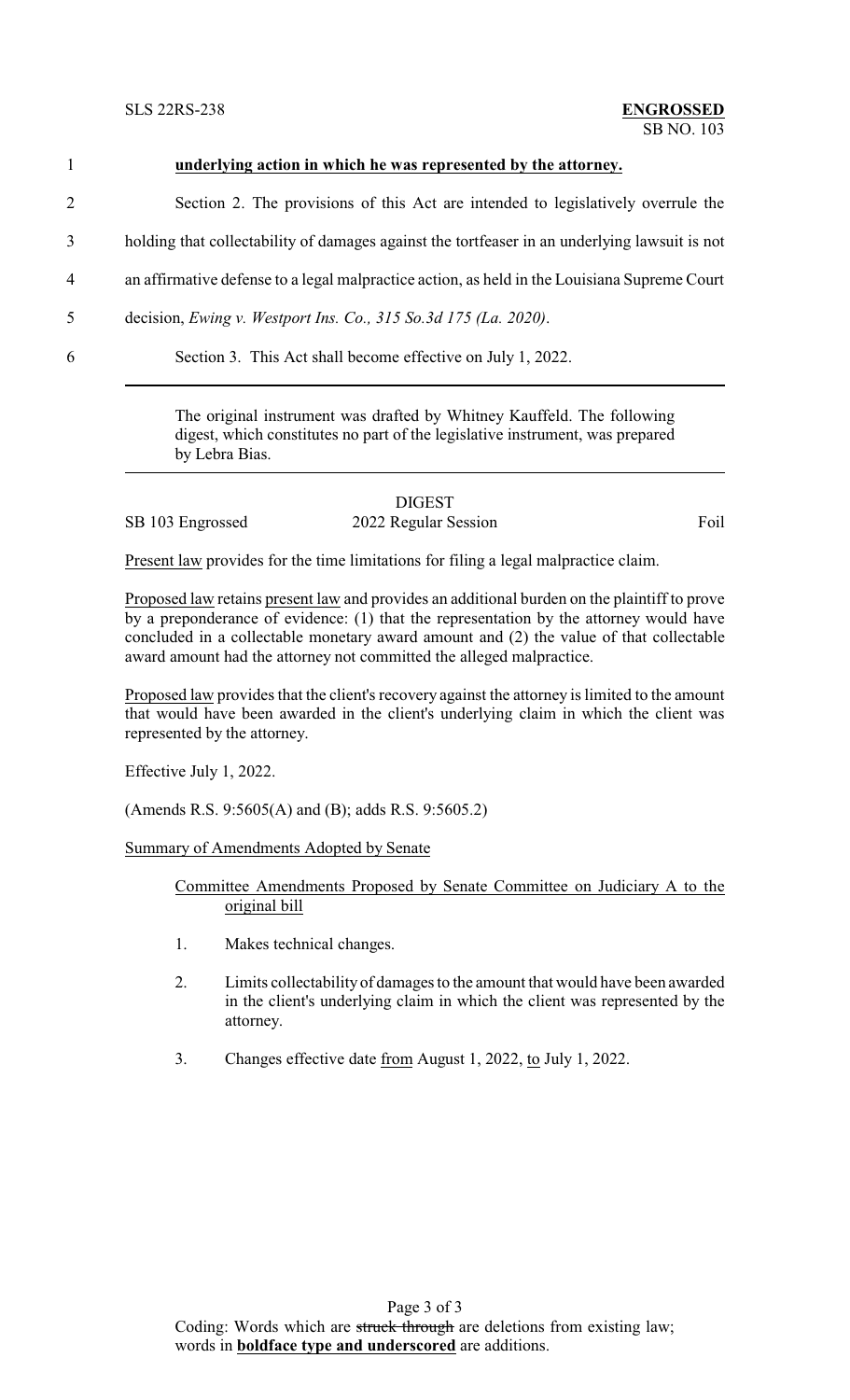1 **underlying action in which he was represented by the attorney.**

2 Section 2. The provisions of this Act are intended to legislatively overrule the

3 holding that collectability of damages against the tortfeaser in an underlying lawsuit is not

4 an affirmative defense to a legal malpractice action, as held in the Louisiana Supreme Court

5 decision, *Ewing v. Westport Ins. Co., 315 So.3d 175 (La. 2020)*.

6 Section 3. This Act shall become effective on July 1, 2022.

---

The original instrument was drafted by Whitney Kauffeld. The following digest, which constitutes no part of the legislative instrument, was prepared by Lebra Bias.

---

DIGEST

SB 103 Engrossed — 2022 Regular Session — Foil

Present law provides for the time limitations for filing a legal malpractice claim.

Proposed law retains present law and provides an additional burden on the plaintiff to prove by a preponderance of evidence: (1) that the representation by the attorney would have concluded in a collectable monetary award amount and (2) the value of that collectable award amount had the attorney not committed the alleged malpractice.

Proposed law provides that the client's recovery against the attorney is limited to the amount that would have been awarded in the client's underlying claim in which the client was represented by the attorney.

Effective July 1, 2022.

(Amends R.S. 9:5605(A) and (B); adds R.S. 9:5605.2)

Summary of Amendments Adopted by Senate

Committee Amendments Proposed by Senate Committee on Judiciary A to the original bill

1. Makes technical changes.

2. Limits collectability of damages to the amount that would have been awarded in the client's underlying claim in which the client was represented by the attorney.

3. Changes effective date from August 1, 2022, to July 1, 2022.

Coding: Words which are ~~struck through~~ are deletions from existing law; words in **boldface type and underscored** are additions.